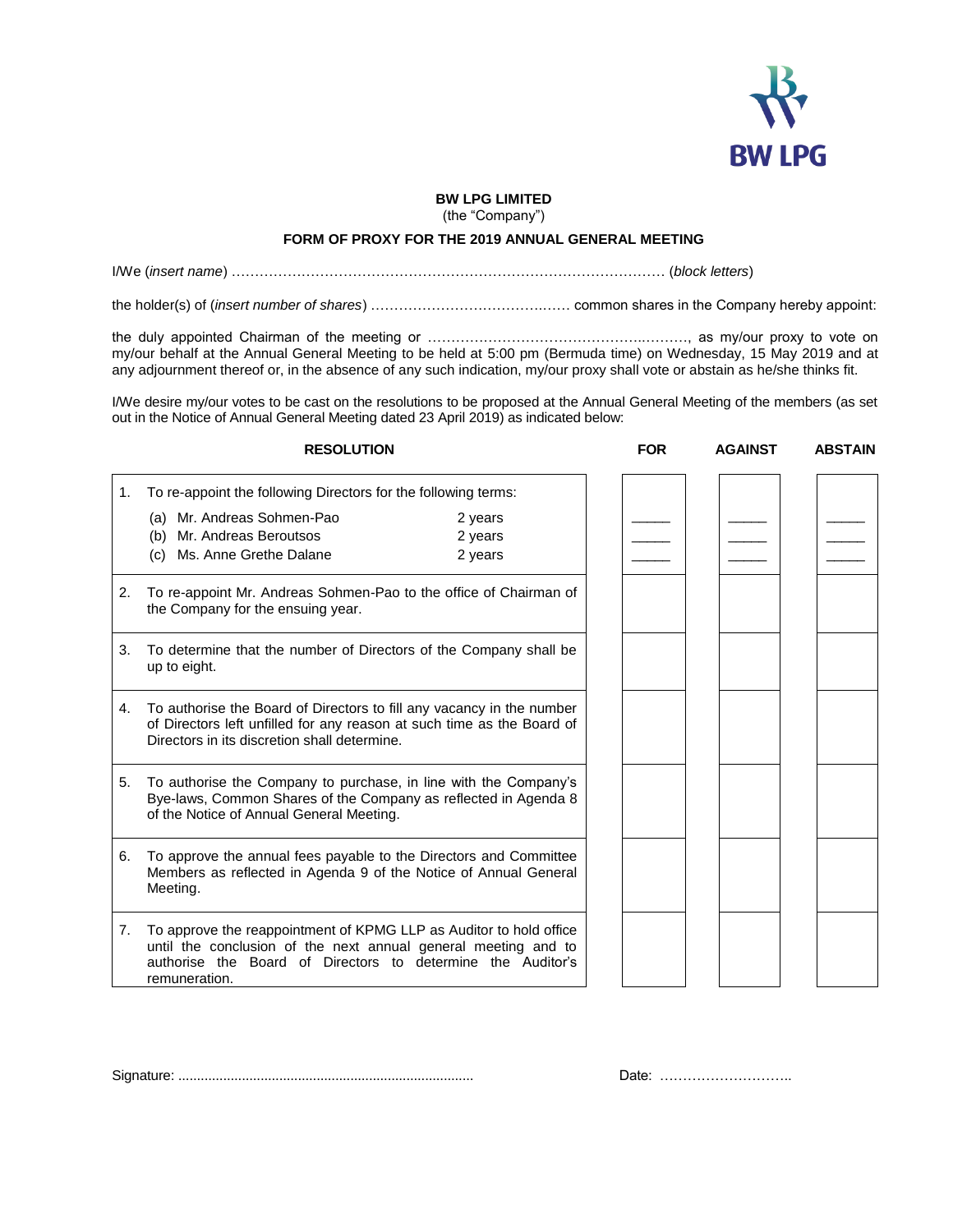BW LPG

**BW LPG LIMITED**
(the "Company")

**FORM OF PROXY FOR THE 2019 ANNUAL GENERAL MEETING**

I/We (*insert name*) ………………………………………………………………………………… (*block letters*)

the holder(s) of (*insert number of shares*) ……………………………….…… common shares in the Company hereby appoint:

the duly appointed Chairman of the meeting or ……………………………………….………, as my/our proxy to vote on my/our behalf at the Annual General Meeting to be held at 5:00 pm (Bermuda time) on Wednesday, 15 May 2019 and at any adjournment thereof or, in the absence of any such indication, my/our proxy shall vote or abstain as he/she thinks fit.

I/We desire my/our votes to be cast on the resolutions to be proposed at the Annual General Meeting of the members (as set out in the Notice of Annual General Meeting dated 23 April 2019) as indicated below:

| RESOLUTION | FOR | AGAINST | ABSTAIN |
|---|---|---|---|
| 1. To re-appoint the following Directors for the following terms: | | | |
| (a) Mr. Andreas Sohmen-Pao — 2 years | _____ | _____ | _____ |
| (b) Mr. Andreas Beroutsos — 2 years | _____ | _____ | _____ |
| (c) Ms. Anne Grethe Dalane — 2 years | _____ | _____ | _____ |
| 2. To re-appoint Mr. Andreas Sohmen-Pao to the office of Chairman of the Company for the ensuing year. | | | |
| 3. To determine that the number of Directors of the Company shall be up to eight. | | | |
| 4. To authorise the Board of Directors to fill any vacancy in the number of Directors left unfilled for any reason at such time as the Board of Directors in its discretion shall determine. | | | |
| 5. To authorise the Company to purchase, in line with the Company's Bye-laws, Common Shares of the Company as reflected in Agenda 8 of the Notice of Annual General Meeting. | | | |
| 6. To approve the annual fees payable to the Directors and Committee Members as reflected in Agenda 9 of the Notice of Annual General Meeting. | | | |
| 7. To approve the reappointment of KPMG LLP as Auditor to hold office until the conclusion of the next annual general meeting and to authorise the Board of Directors to determine the Auditor's remuneration. | | | |

Signature: ..............................................................................                Date: ………………………..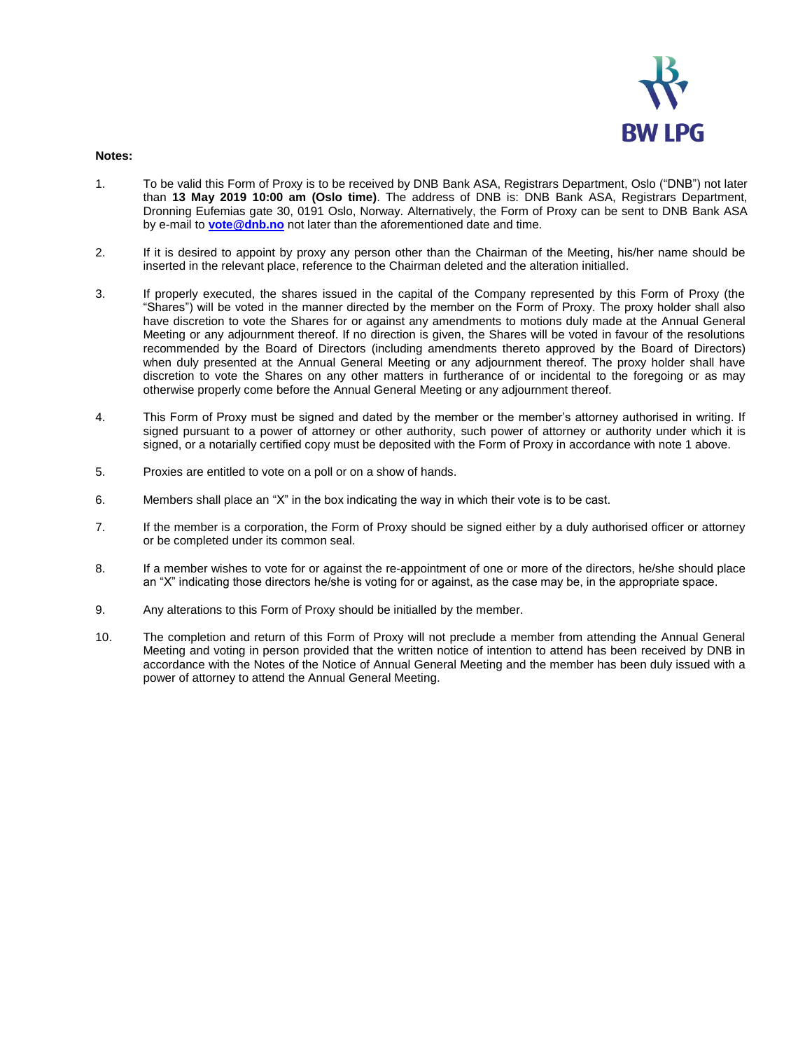**Notes:**

1. To be valid this Form of Proxy is to be received by DNB Bank ASA, Registrars Department, Oslo ("DNB") not later than **13 May 2019 10:00 am (Oslo time)**. The address of DNB is: DNB Bank ASA, Registrars Department, Dronning Eufemias gate 30, 0191 Oslo, Norway. Alternatively, the Form of Proxy can be sent to DNB Bank ASA by e-mail to **vote@dnb.no** not later than the aforementioned date and time.

2. If it is desired to appoint by proxy any person other than the Chairman of the Meeting, his/her name should be inserted in the relevant place, reference to the Chairman deleted and the alteration initialled.

3. If properly executed, the shares issued in the capital of the Company represented by this Form of Proxy (the "Shares") will be voted in the manner directed by the member on the Form of Proxy. The proxy holder shall also have discretion to vote the Shares for or against any amendments to motions duly made at the Annual General Meeting or any adjournment thereof. If no direction is given, the Shares will be voted in favour of the resolutions recommended by the Board of Directors (including amendments thereto approved by the Board of Directors) when duly presented at the Annual General Meeting or any adjournment thereof. The proxy holder shall have discretion to vote the Shares on any other matters in furtherance of or incidental to the foregoing or as may otherwise properly come before the Annual General Meeting or any adjournment thereof.

4. This Form of Proxy must be signed and dated by the member or the member's attorney authorised in writing. If signed pursuant to a power of attorney or other authority, such power of attorney or authority under which it is signed, or a notarially certified copy must be deposited with the Form of Proxy in accordance with note 1 above.

5. Proxies are entitled to vote on a poll or on a show of hands.

6. Members shall place an "X" in the box indicating the way in which their vote is to be cast.

7. If the member is a corporation, the Form of Proxy should be signed either by a duly authorised officer or attorney or be completed under its common seal.

8. If a member wishes to vote for or against the re-appointment of one or more of the directors, he/she should place an "X" indicating those directors he/she is voting for or against, as the case may be, in the appropriate space.

9. Any alterations to this Form of Proxy should be initialled by the member.

10. The completion and return of this Form of Proxy will not preclude a member from attending the Annual General Meeting and voting in person provided that the written notice of intention to attend has been received by DNB in accordance with the Notes of the Notice of Annual General Meeting and the member has been duly issued with a power of attorney to attend the Annual General Meeting.